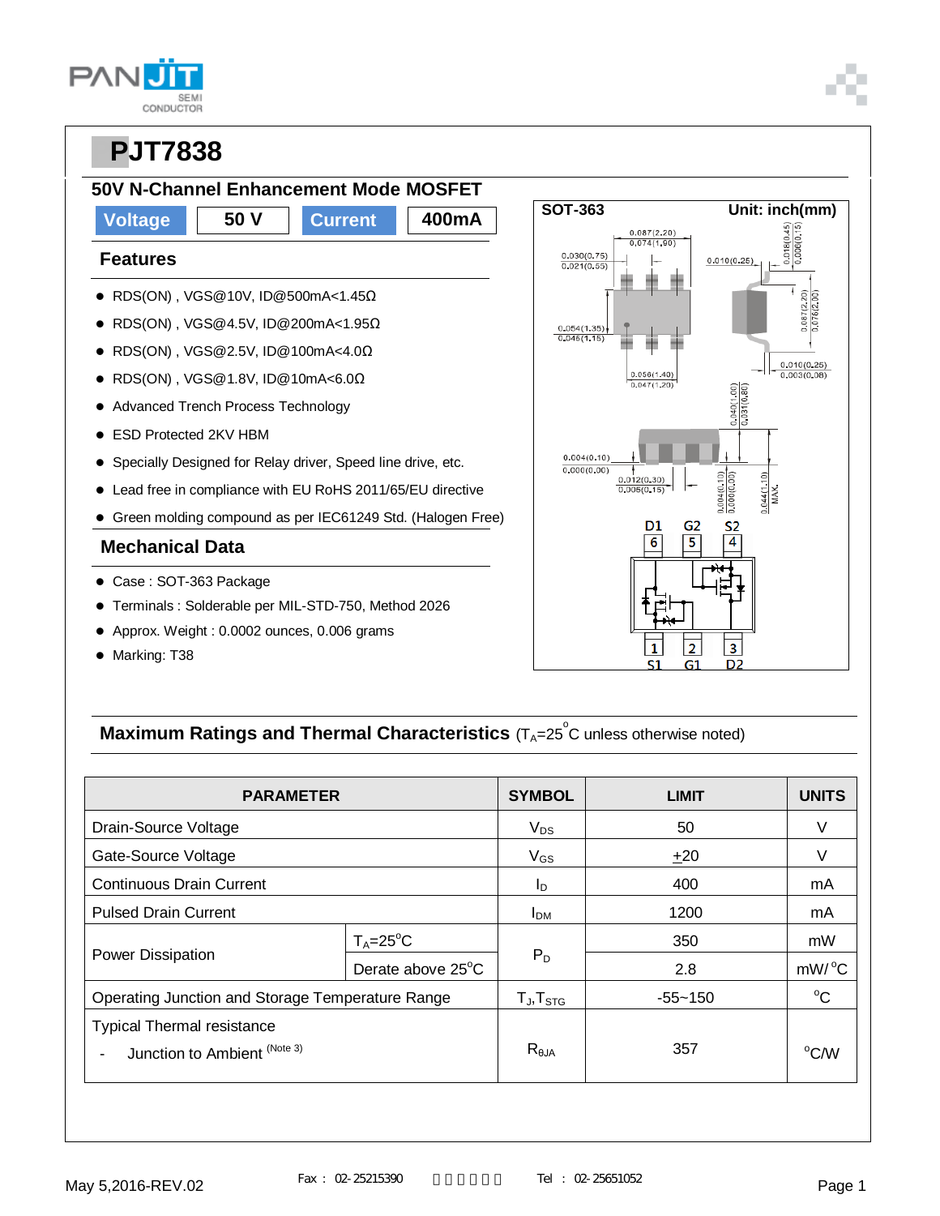# PJT7838

## 50V N-Channel Enhancement Mode MOSFET

| Voltage | 50 V | Current | 400mA |
|---|---|---|---|

### Features

- RDS(ON) , VGS@10V, ID@500mA<1.45Ω
- RDS(ON) , VGS@4.5V, ID@200mA<1.95Ω
- RDS(ON) , VGS@2.5V, ID@100mA<4.0Ω
- RDS(ON) , VGS@1.8V, ID@10mA<6.0Ω
- Advanced Trench Process Technology
- ESD Protected 2KV HBM
- Specially Designed for Relay driver, Speed line drive, etc.
- Lead free in compliance with EU RoHS 2011/65/EU directive
- Green molding compound as per IEC61249 Std. (Halogen Free)

### Mechanical Data

- Case : SOT-363 Package
- Terminals : Solderable per MIL-STD-750, Method 2026
- Approx. Weight : 0.0002 ounces, 0.006 grams
- Marking: T38

SOT-363 Unit: inch(mm)

D1 G2 S2 / 6 5 4 / 1 2 3 / S1 G1 D2

### Maximum Ratings and Thermal Characteristics ($T_A$=25°C unless otherwise noted)

| PARAMETER | | SYMBOL | LIMIT | UNITS |
|---|---|---|---|---|
| Drain-Source Voltage | | $V_{DS}$ | 50 | V |
| Gate-Source Voltage | | $V_{GS}$ | ±20 | V |
| Continuous Drain Current | | $I_D$ | 400 | mA |
| Pulsed Drain Current | | $I_{DM}$ | 1200 | mA |
| Power Dissipation | $T_A$=25°C | $P_D$ | 350 | mW |
| | Derate above 25°C | | 2.8 | mW/°C |
| Operating Junction and Storage Temperature Range | | $T_J$,$T_{STG}$ | -55~150 | °C |
| Typical Thermal resistance - Junction to Ambient (Note 3) | | $R_{\theta JA}$ | 357 | °C/W |

May 5,2016-REV.02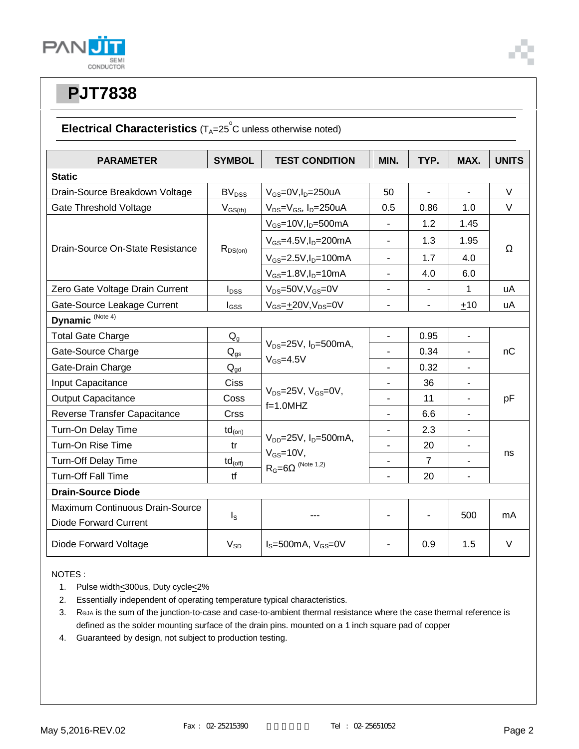## PJT7838

### Electrical Characteristics ($T_A$=25°C unless otherwise noted)

| PARAMETER | SYMBOL | TEST CONDITION | MIN. | TYP. | MAX. | UNITS |
|---|---|---|---|---|---|---|
| **Static** | | | | | | |
| Drain-Source Breakdown Voltage | $BV_{DSS}$ | $V_{GS}$=0V, $I_D$=250uA | 50 | - | - | V |
| Gate Threshold Voltage | $V_{GS(th)}$ | $V_{DS}$=$V_{GS}$, $I_D$=250uA | 0.5 | 0.86 | 1.0 | V |
| Drain-Source On-State Resistance | $R_{DS(on)}$ | $V_{GS}$=10V, $I_D$=500mA | - | 1.2 | 1.45 | Ω |
| | | $V_{GS}$=4.5V, $I_D$=200mA | - | 1.3 | 1.95 | |
| | | $V_{GS}$=2.5V, $I_D$=100mA | - | 1.7 | 4.0 | |
| | | $V_{GS}$=1.8V, $I_D$=10mA | - | 4.0 | 6.0 | |
| Zero Gate Voltage Drain Current | $I_{DSS}$ | $V_{DS}$=50V, $V_{GS}$=0V | - | - | 1 | uA |
| Gate-Source Leakage Current | $I_{GSS}$ | $V_{GS}$=±20V, $V_{DS}$=0V | - | - | ±10 | uA |
| **Dynamic** (Note 4) | | | | | | |
| Total Gate Charge | $Q_g$ | $V_{DS}$=25V, $I_D$=500mA, $V_{GS}$=4.5V | - | 0.95 | - | nC |
| Gate-Source Charge | $Q_{gs}$ | | - | 0.34 | - | |
| Gate-Drain Charge | $Q_{gd}$ | | - | 0.32 | - | |
| Input Capacitance | Ciss | $V_{DS}$=25V, $V_{GS}$=0V, f=1.0MHZ | - | 36 | - | pF |
| Output Capacitance | Coss | | - | 11 | - | |
| Reverse Transfer Capacitance | Crss | | - | 6.6 | - | |
| Turn-On Delay Time | $td_{(on)}$ | $V_{DD}$=25V, $I_D$=500mA, $V_{GS}$=10V, $R_G$=6Ω (Note 1,2) | - | 2.3 | - | ns |
| Turn-On Rise Time | tr | | - | 20 | - | |
| Turn-Off Delay Time | $td_{(off)}$ | | - | 7 | - | |
| Turn-Off Fall Time | tf | | - | 20 | - | |
| **Drain-Source Diode** | | | | | | |
| Maximum Continuous Drain-Source Diode Forward Current | $I_S$ | --- | - | - | 500 | mA |
| Diode Forward Voltage | $V_{SD}$ | $I_S$=500mA, $V_{GS}$=0V | - | 0.9 | 1.5 | V |

NOTES :

1. Pulse width≤300us, Duty cycle≤2%
2. Essentially independent of operating temperature typical characteristics.
3. $R_{\Theta JA}$ is the sum of the junction-to-case and case-to-ambient thermal resistance where the case thermal reference is defined as the solder mounting surface of the drain pins. mounted on a 1 inch square pad of copper
4. Guaranteed by design, not subject to production testing.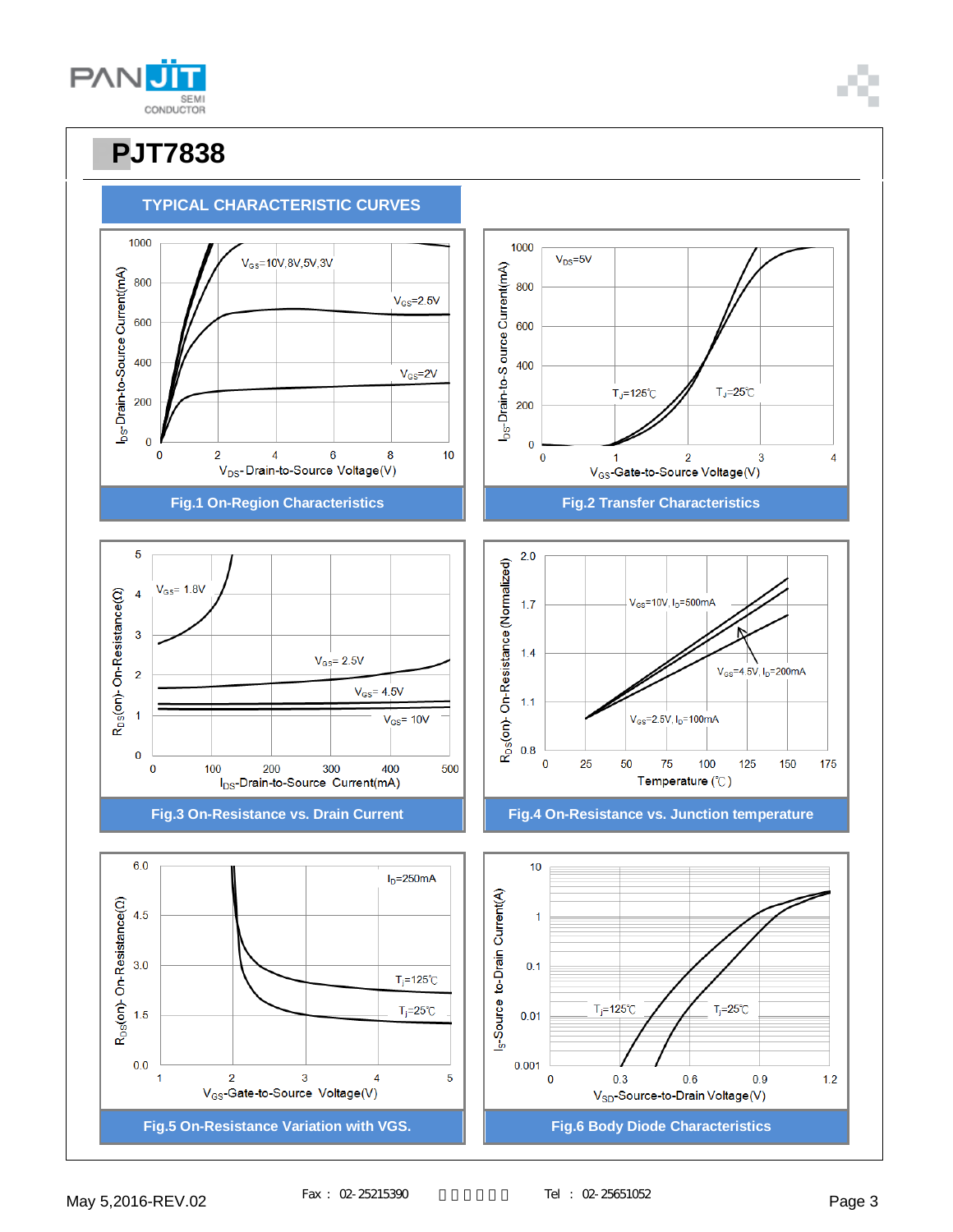# PJT7838

## TYPICAL CHARACTERISTIC CURVES

Fig.1 On-Region Characteristics

Fig.2 Transfer Characteristics

Fig.3 On-Resistance vs. Drain Current

Fig.4 On-Resistance vs. Junction temperature

Fig.5 On-Resistance Variation with VGS.

Fig.6 Body Diode Characteristics

May 5,2016-REV.02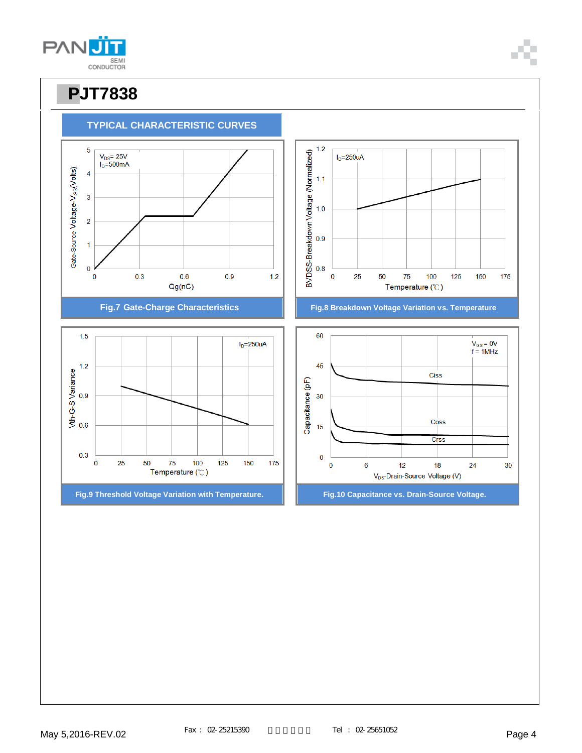# PJT7838

## TYPICAL CHARACTERISTIC CURVES

$V_{DS}$= 25V
$I_D$=500mA

Gate-Source Voltage-$V_{GS}$(Volts)

Qg(nC)

Fig.7 Gate-Charge Characteristics

$I_D$=250uA

BVDSS-Breakdown Voltage (Normalized)

Temperature (℃)

Fig.8 Breakdown Voltage Variation vs. Temperature

$I_D$=250uA

Vth-G-S Variance

Temperature (℃)

Fig.9 Threshold Voltage Variation with Temperature.

$V_{GS}$ = 0V
f = 1MHz

Ciss

Coss

Crss

Capacitance (pF)

$V_{DS}$-Drain-Source Voltage (V)

Fig.10 Capacitance vs. Drain-Source Voltage.

May 5,2016-REV.02 Fax : 02-25215390 Tel : 02-25651052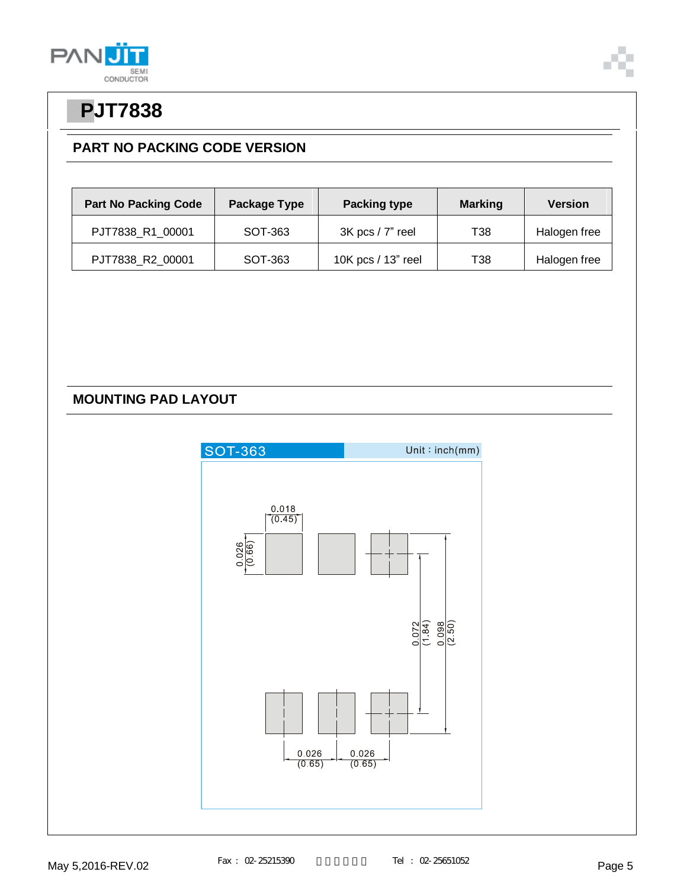# PJT7838

## PART NO PACKING CODE VERSION

| Part No Packing Code | Package Type | Packing type | Marking | Version |
|---|---|---|---|---|
| PJT7838_R1_00001 | SOT-363 | 3K pcs / 7" reel | T38 | Halogen free |
| PJT7838_R2_00001 | SOT-363 | 10K pcs / 13" reel | T38 | Halogen free |

## MOUNTING PAD LAYOUT

SOT-363 Unit：inch(mm)

0.018 (0.45)

0.026 (0.66)

0.072 (1.84)

0.098 (2.50)

0.026 (0.65)

0.026 (0.65)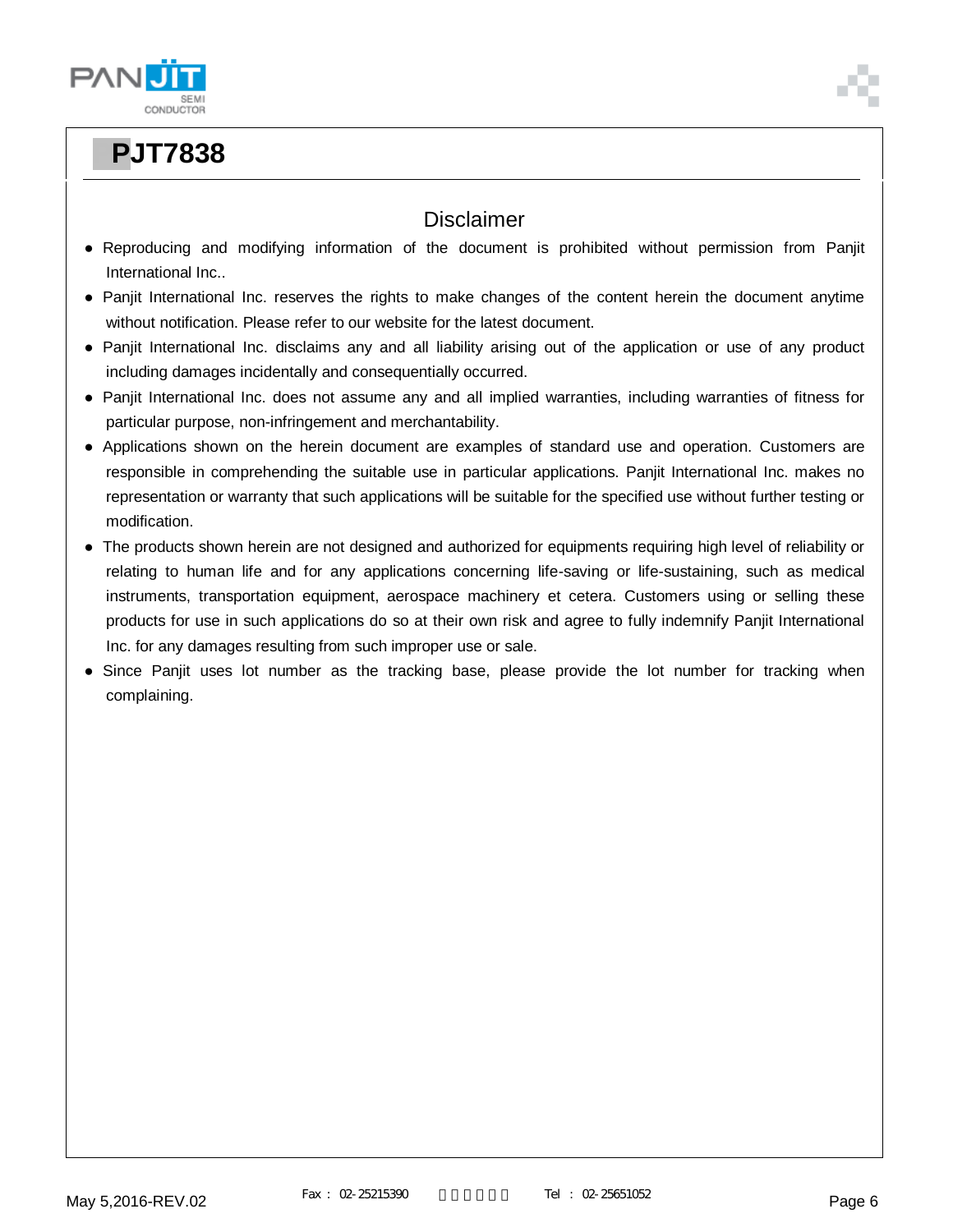# PJT7838

## Disclaimer

- Reproducing and modifying information of the document is prohibited without permission from Panjit International Inc..
- Panjit International Inc. reserves the rights to make changes of the content herein the document anytime without notification. Please refer to our website for the latest document.
- Panjit International Inc. disclaims any and all liability arising out of the application or use of any product including damages incidentally and consequentially occurred.
- Panjit International Inc. does not assume any and all implied warranties, including warranties of fitness for particular purpose, non-infringement and merchantability.
- Applications shown on the herein document are examples of standard use and operation. Customers are responsible in comprehending the suitable use in particular applications. Panjit International Inc. makes no representation or warranty that such applications will be suitable for the specified use without further testing or modification.
- The products shown herein are not designed and authorized for equipments requiring high level of reliability or relating to human life and for any applications concerning life-saving or life-sustaining, such as medical instruments, transportation equipment, aerospace machinery et cetera. Customers using or selling these products for use in such applications do so at their own risk and agree to fully indemnify Panjit International Inc. for any damages resulting from such improper use or sale.
- Since Panjit uses lot number as the tracking base, please provide the lot number for tracking when complaining.